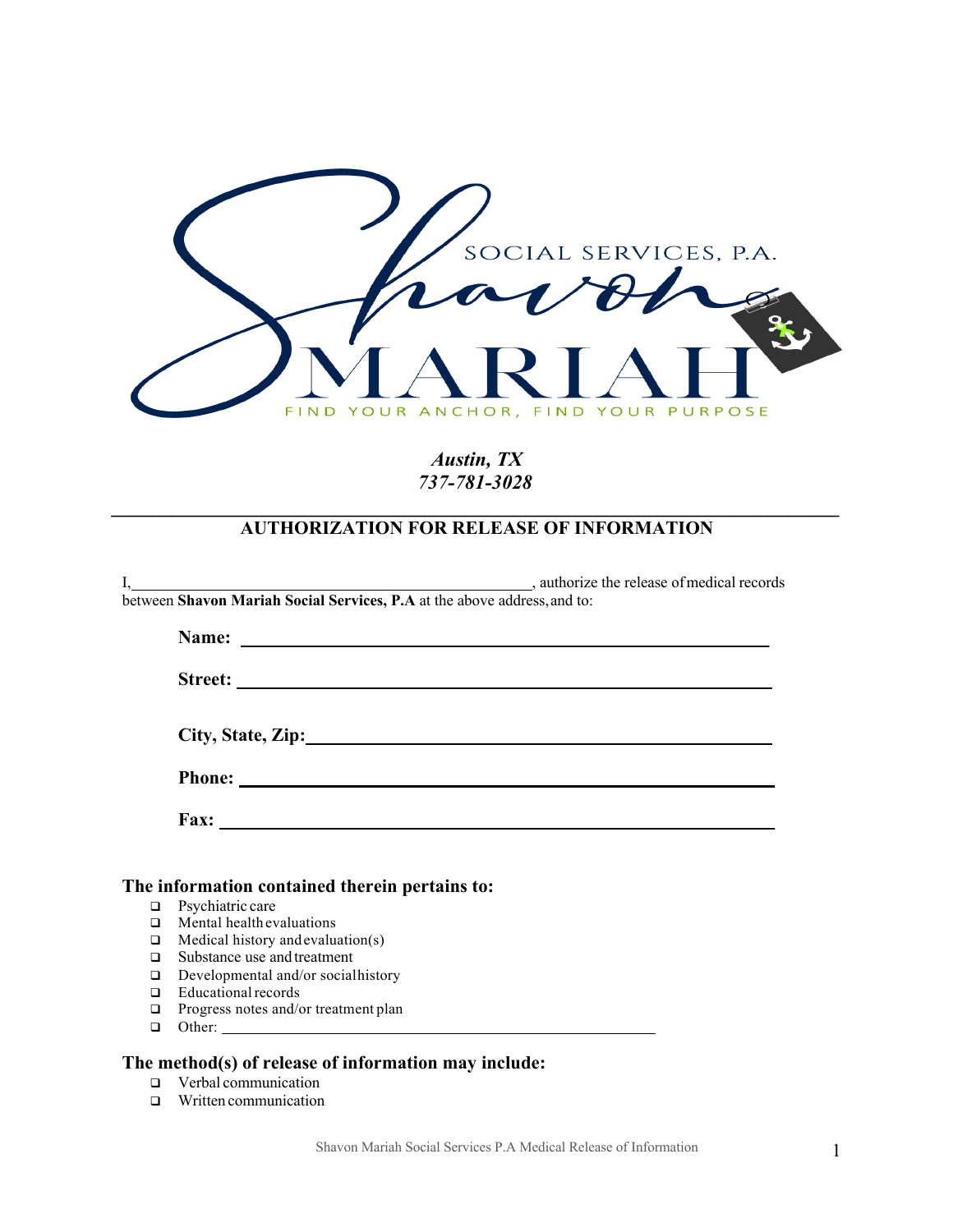SOCIAL SERVICES, P.A.

Shavon MARIAH

FIND YOUR ANCHOR, FIND YOUR PURPOSE

*Austin, TX*
*737-781-3028*

---

## AUTHORIZATION FOR RELEASE OF INFORMATION

I,\_\_\_\_\_\_\_\_\_\_\_\_\_\_\_\_\_\_\_\_\_\_\_\_\_\_\_\_\_\_\_\_\_\_\_\_\_\_\_\_\_\_\_\_\_\_\_\_, authorize the release of medical records between **Shavon Mariah Social Services, P.A** at the above address, and to:

**Name:** \_\_\_\_\_\_\_\_\_\_\_\_\_\_\_\_\_\_\_\_\_\_\_\_\_\_\_\_\_\_\_\_\_\_\_\_\_\_\_\_\_\_\_\_\_\_\_\_\_\_\_\_\_\_\_\_

**Street:** \_\_\_\_\_\_\_\_\_\_\_\_\_\_\_\_\_\_\_\_\_\_\_\_\_\_\_\_\_\_\_\_\_\_\_\_\_\_\_\_\_\_\_\_\_\_\_\_\_\_\_\_\_\_\_\_

**City, State, Zip:**\_\_\_\_\_\_\_\_\_\_\_\_\_\_\_\_\_\_\_\_\_\_\_\_\_\_\_\_\_\_\_\_\_\_\_\_\_\_\_\_\_\_\_\_\_\_\_\_

**Phone:** \_\_\_\_\_\_\_\_\_\_\_\_\_\_\_\_\_\_\_\_\_\_\_\_\_\_\_\_\_\_\_\_\_\_\_\_\_\_\_\_\_\_\_\_\_\_\_\_\_\_\_\_\_\_\_\_

**Fax:** \_\_\_\_\_\_\_\_\_\_\_\_\_\_\_\_\_\_\_\_\_\_\_\_\_\_\_\_\_\_\_\_\_\_\_\_\_\_\_\_\_\_\_\_\_\_\_\_\_\_\_\_\_\_\_\_\_\_

### The information contained therein pertains to:

- ☐ Psychiatric care
- ☐ Mental health evaluations
- ☐ Medical history and evaluation(s)
- ☐ Substance use and treatment
- ☐ Developmental and/or social history
- ☐ Educational records
- ☐ Progress notes and/or treatment plan
- ☐ Other: \_\_\_\_\_\_\_\_\_\_\_\_\_\_\_\_\_\_\_\_\_\_\_\_\_\_\_\_\_\_\_\_\_\_\_\_\_\_\_\_\_\_\_\_\_\_\_\_

### The method(s) of release of information may include:

- ☐ Verbal communication
- ☐ Written communication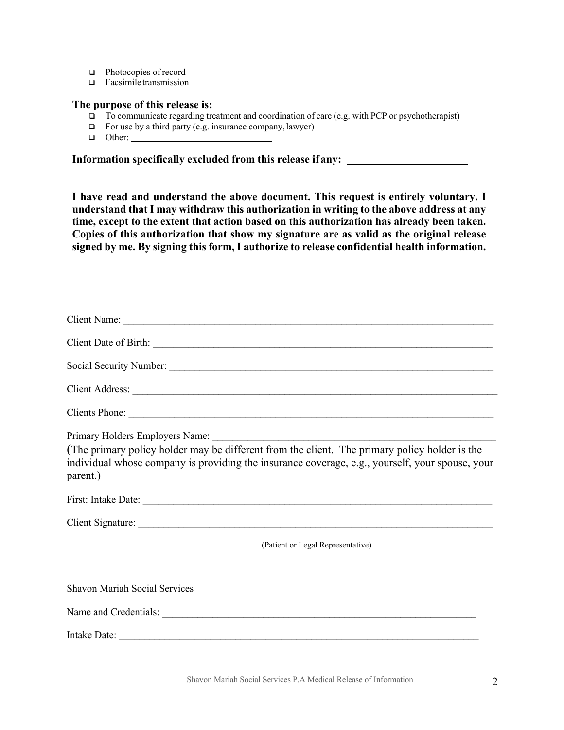- ☐ Photocopies of record
- ☐ Facsimile transmission

**The purpose of this release is:**

- ☐ To communicate regarding treatment and coordination of care (e.g. with PCP or psychotherapist)
- ☐ For use by a third party (e.g. insurance company, lawyer)
- ☐ Other: ______________________________

**Information specifically excluded from this release if any:** ______________________

**I have read and understand the above document. This request is entirely voluntary. I understand that I may withdraw this authorization in writing to the above address at any time, except to the extent that action based on this authorization has already been taken. Copies of this authorization that show my signature are as valid as the original release signed by me. By signing this form, I authorize to release confidential health information.**

Client Name: ___________________________________________________________________________

Client Date of Birth: ____________________________________________________________________

Social Security Number: _________________________________________________________________

Client Address: _________________________________________________________________________

Clients Phone: __________________________________________________________________________

Primary Holders Employers Name: __________________________________________________________

(The primary policy holder may be different from the client. The primary policy holder is the individual whose company is providing the insurance coverage, e.g., yourself, your spouse, your parent.)

First: Intake Date: ______________________________________________________________________

Client Signature: ________________________________________________________________________

(Patient or Legal Representative)

Shavon Mariah Social Services

Name and Credentials: ___________________________________________________________________

Intake Date: ____________________________________________________________________________